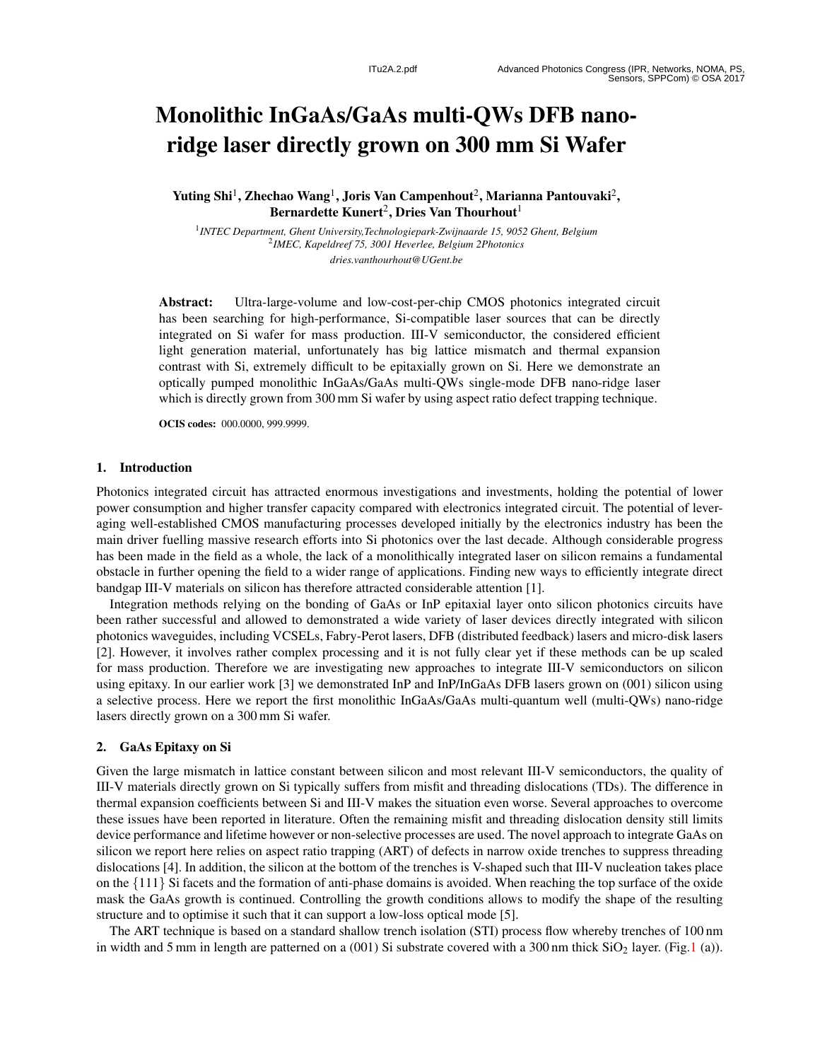# Monolithic InGaAs/GaAs multi-QWs DFB nano-ridge laser directly grown on 300 mm Si Wafer

**Yuting Shi[1], Zhechao Wang[1], Joris Van Campenhout[2], Marianna Pantouvaki[2], Bernardette Kunert[2], Dries Van Thourhout[1]**

[1] *INTEC Department, Ghent University,Technologiepark-Zwijnaarde 15, 9052 Ghent, Belgium*
[2] *IMEC, Kapeldreef 75, 3001 Heverlee, Belgium 2Photonics*
*dries.vanthourhout@UGent.be*

**Abstract:** Ultra-large-volume and low-cost-per-chip CMOS photonics integrated circuit has been searching for high-performance, Si-compatible laser sources that can be directly integrated on Si wafer for mass production. III-V semiconductor, the considered efficient light generation material, unfortunately has big lattice mismatch and thermal expansion contrast with Si, extremely difficult to be epitaxially grown on Si. Here we demonstrate an optically pumped monolithic InGaAs/GaAs multi-QWs single-mode DFB nano-ridge laser which is directly grown from 300 mm Si wafer by using aspect ratio defect trapping technique.

**OCIS codes:** 000.0000, 999.9999.

## 1. Introduction

Photonics integrated circuit has attracted enormous investigations and investments, holding the potential of lower power consumption and higher transfer capacity compared with electronics integrated circuit. The potential of leveraging well-established CMOS manufacturing processes developed initially by the electronics industry has been the main driver fuelling massive research efforts into Si photonics over the last decade. Although considerable progress has been made in the field as a whole, the lack of a monolithically integrated laser on silicon remains a fundamental obstacle in further opening the field to a wider range of applications. Finding new ways to efficiently integrate direct bandgap III-V materials on silicon has therefore attracted considerable attention [1].

Integration methods relying on the bonding of GaAs or InP epitaxial layer onto silicon photonics circuits have been rather successful and allowed to demonstrated a wide variety of laser devices directly integrated with silicon photonics waveguides, including VCSELs, Fabry-Perot lasers, DFB (distributed feedback) lasers and micro-disk lasers [2]. However, it involves rather complex processing and it is not fully clear yet if these methods can be up scaled for mass production. Therefore we are investigating new approaches to integrate III-V semiconductors on silicon using epitaxy. In our earlier work [3] we demonstrated InP and InP/InGaAs DFB lasers grown on (001) silicon using a selective process. Here we report the first monolithic InGaAs/GaAs multi-quantum well (multi-QWs) nano-ridge lasers directly grown on a 300 mm Si wafer.

## 2. GaAs Epitaxy on Si

Given the large mismatch in lattice constant between silicon and most relevant III-V semiconductors, the quality of III-V materials directly grown on Si typically suffers from misfit and threading dislocations (TDs). The difference in thermal expansion coefficients between Si and III-V makes the situation even worse. Several approaches to overcome these issues have been reported in literature. Often the remaining misfit and threading dislocation density still limits device performance and lifetime however or non-selective processes are used. The novel approach to integrate GaAs on silicon we report here relies on aspect ratio trapping (ART) of defects in narrow oxide trenches to suppress threading dislocations [4]. In addition, the silicon at the bottom of the trenches is V-shaped such that III-V nucleation takes place on the {111} Si facets and the formation of anti-phase domains is avoided. When reaching the top surface of the oxide mask the GaAs growth is continued. Controlling the growth conditions allows to modify the shape of the resulting structure and to optimise it such that it can support a low-loss optical mode [5].

The ART technique is based on a standard shallow trench isolation (STI) process flow whereby trenches of 100 nm in width and 5 mm in length are patterned on a (001) Si substrate covered with a 300 nm thick $SiO_2$ layer. (Fig.1 (a)).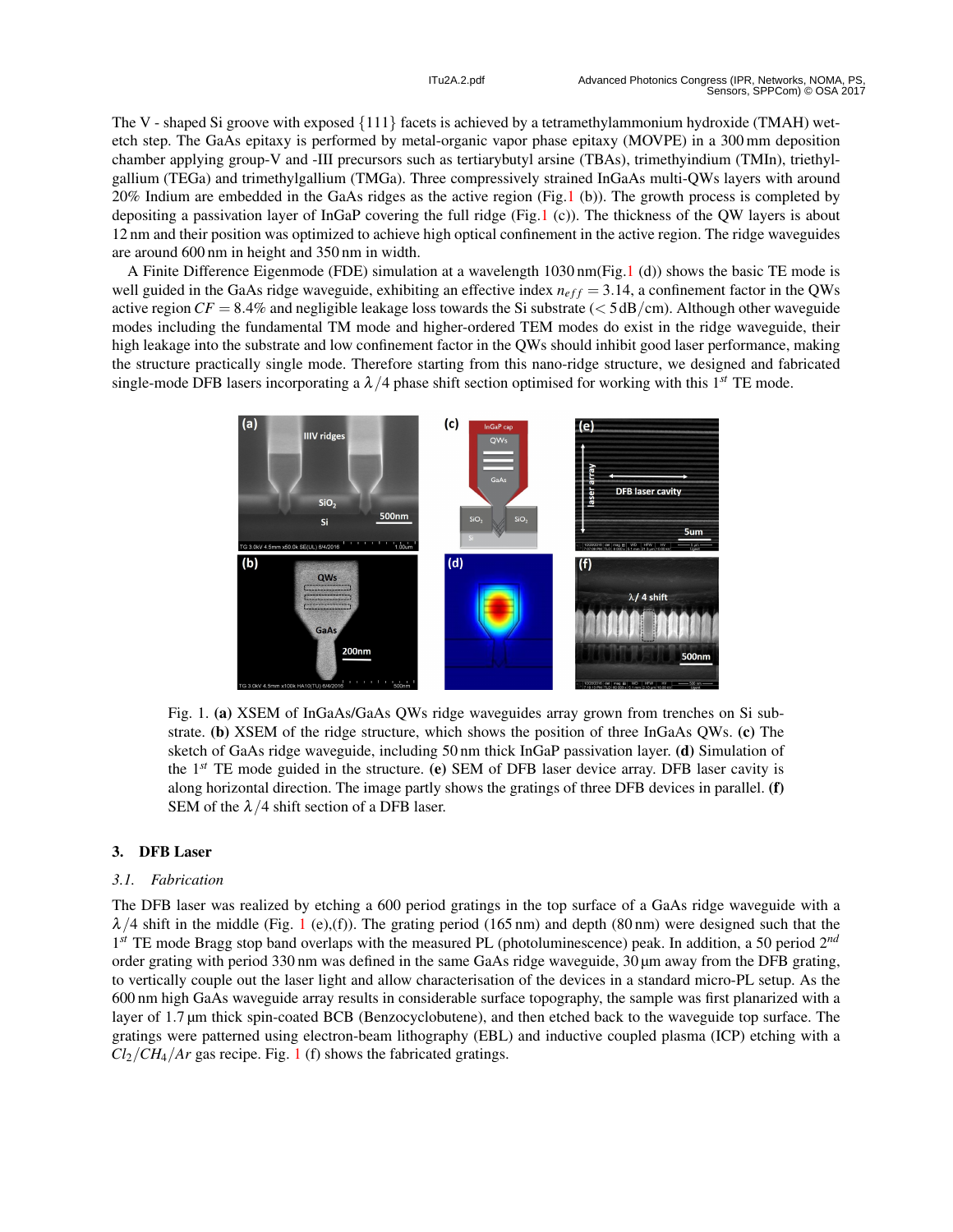The V - shaped Si groove with exposed {111} facets is achieved by a tetramethylammonium hydroxide (TMAH) wet-etch step. The GaAs epitaxy is performed by metal-organic vapor phase epitaxy (MOVPE) in a 300 mm deposition chamber applying group-V and -III precursors such as tertiarybutyl arsine (TBAs), trimethyindium (TMIn), triethyl-gallium (TEGa) and trimethylgallium (TMGa). Three compressively strained InGaAs multi-QWs layers with around 20% Indium are embedded in the GaAs ridges as the active region (Fig.1 (b)). The growth process is completed by depositing a passivation layer of InGaP covering the full ridge (Fig.1 (c)). The thickness of the QW layers is about 12 nm and their position was optimized to achieve high optical confinement in the active region. The ridge waveguides are around 600 nm in height and 350 nm in width.

A Finite Difference Eigenmode (FDE) simulation at a wavelength 1030 nm(Fig.1 (d)) shows the basic TE mode is well guided in the GaAs ridge waveguide, exhibiting an effective index $n_{eff} = 3.14$, a confinement factor in the QWs active region $CF = 8.4\%$ and negligible leakage loss towards the Si substrate ($< 5\,\text{dB/cm}$). Although other waveguide modes including the fundamental TM mode and higher-ordered TEM modes do exist in the ridge waveguide, their high leakage into the substrate and low confinement factor in the QWs should inhibit good laser performance, making the structure practically single mode. Therefore starting from this nano-ridge structure, we designed and fabricated single-mode DFB lasers incorporating a $\lambda/4$ phase shift section optimised for working with this $1^{st}$ TE mode.

Fig. 1. **(a)** XSEM of InGaAs/GaAs QWs ridge waveguides array grown from trenches on Si substrate. **(b)** XSEM of the ridge structure, which shows the position of three InGaAs QWs. **(c)** The sketch of GaAs ridge waveguide, including 50 nm thick InGaP passivation layer. **(d)** Simulation of the $1^{st}$ TE mode guided in the structure. **(e)** SEM of DFB laser device array. DFB laser cavity is along horizontal direction. The image partly shows the gratings of three DFB devices in parallel. **(f)** SEM of the $\lambda/4$ shift section of a DFB laser.

## 3. DFB Laser

### *3.1. Fabrication*

The DFB laser was realized by etching a 600 period gratings in the top surface of a GaAs ridge waveguide with a $\lambda/4$ shift in the middle (Fig. 1 (e),(f)). The grating period (165 nm) and depth (80 nm) were designed such that the $1^{st}$ TE mode Bragg stop band overlaps with the measured PL (photoluminescence) peak. In addition, a 50 period $2^{nd}$ order grating with period 330 nm was defined in the same GaAs ridge waveguide, 30 µm away from the DFB grating, to vertically couple out the laser light and allow characterisation of the devices in a standard micro-PL setup. As the 600 nm high GaAs waveguide array results in considerable surface topography, the sample was first planarized with a layer of 1.7 µm thick spin-coated BCB (Benzocyclobutene), and then etched back to the waveguide top surface. The gratings were patterned using electron-beam lithography (EBL) and inductive coupled plasma (ICP) etching with a $Cl_2/CH_4/Ar$ gas recipe. Fig. 1 (f) shows the fabricated gratings.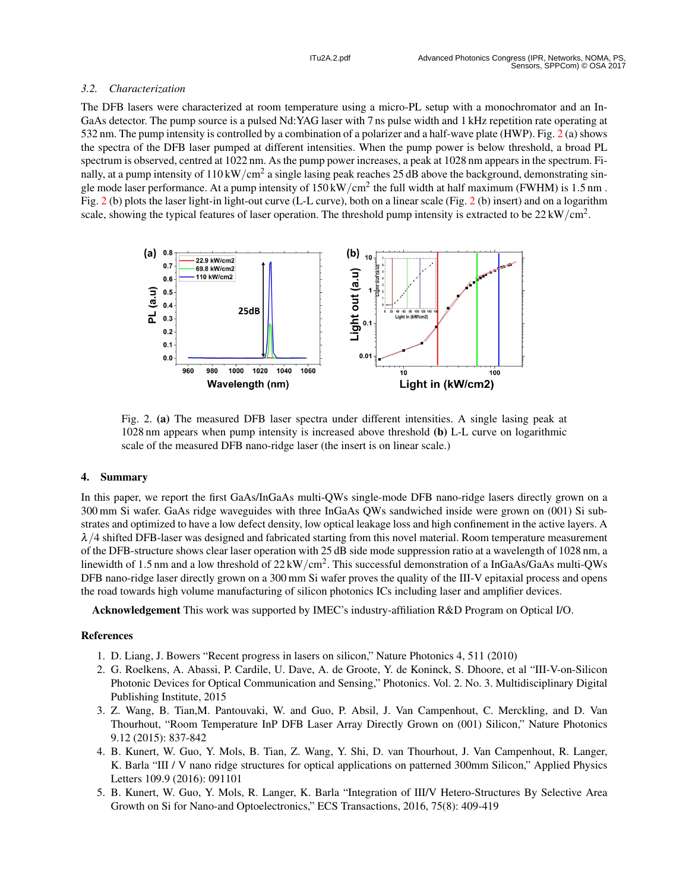### 3.2. *Characterization*

The DFB lasers were characterized at room temperature using a micro-PL setup with a monochromator and an InGaAs detector. The pump source is a pulsed Nd:YAG laser with 7 ns pulse width and 1 kHz repetition rate operating at 532 nm. The pump intensity is controlled by a combination of a polarizer and a half-wave plate (HWP). Fig. 2 (a) shows the spectra of the DFB laser pumped at different intensities. When the pump power is below threshold, a broad PL spectrum is observed, centred at 1022 nm. As the pump power increases, a peak at 1028 nm appears in the spectrum. Finally, at a pump intensity of $110\,\mathrm{kW/cm^2}$ a single lasing peak reaches 25 dB above the background, demonstrating single mode laser performance. At a pump intensity of $150\,\mathrm{kW/cm^2}$ the full width at half maximum (FWHM) is 1.5 nm . Fig. 2 (b) plots the laser light-in light-out curve (L-L curve), both on a linear scale (Fig. 2 (b) insert) and on a logarithm scale, showing the typical features of laser operation. The threshold pump intensity is extracted to be $22\,\mathrm{kW/cm^2}$.

(a)
PL (a.u)
0.8
0.7
0.6
0.5
0.4
0.3
0.2
0.1
0.0
22.9 kW/cm2
69.8 kW/cm2
110 kW/cm2
25dB
960 980 1000 1020 1040 1060
Wavelength (nm)

(b)
Light out (a.u)
10
1
0.1
0.01
10 100
Light in (kW/cm2)

Light out (a.u)
Light in (kW/cm2)

Fig. 2. **(a)** The measured DFB laser spectra under different intensities. A single lasing peak at 1028 nm appears when pump intensity is increased above threshold **(b)** L-L curve on logarithmic scale of the measured DFB nano-ridge laser (the insert is on linear scale.)

## 4. Summary

In this paper, we report the first GaAs/InGaAs multi-QWs single-mode DFB nano-ridge lasers directly grown on a 300 mm Si wafer. GaAs ridge waveguides with three InGaAs QWs sandwiched inside were grown on (001) Si substrates and optimized to have a low defect density, low optical leakage loss and high confinement in the active layers. A $\lambda/4$ shifted DFB-laser was designed and fabricated starting from this novel material. Room temperature measurement of the DFB-structure shows clear laser operation with 25 dB side mode suppression ratio at a wavelength of 1028 nm, a linewidth of 1.5 nm and a low threshold of $22\,\mathrm{kW/cm^2}$. This successful demonstration of a InGaAs/GaAs multi-QWs DFB nano-ridge laser directly grown on a 300 mm Si wafer proves the quality of the III-V epitaxial process and opens the road towards high volume manufacturing of silicon photonics ICs including laser and amplifier devices.

**Acknowledgement** This work was supported by IMEC's industry-affiliation R&D Program on Optical I/O.

## References

1. D. Liang, J. Bowers "Recent progress in lasers on silicon," Nature Photonics 4, 511 (2010)
2. G. Roelkens, A. Abassi, P. Cardile, U. Dave, A. de Groote, Y. de Koninck, S. Dhoore, et al "III-V-on-Silicon Photonic Devices for Optical Communication and Sensing," Photonics. Vol. 2. No. 3. Multidisciplinary Digital Publishing Institute, 2015
3. Z. Wang, B. Tian,M. Pantouvaki, W. and Guo, P. Absil, J. Van Campenhout, C. Merckling, and D. Van Thourhout, "Room Temperature InP DFB Laser Array Directly Grown on (001) Silicon," Nature Photonics 9.12 (2015): 837-842
4. B. Kunert, W. Guo, Y. Mols, B. Tian, Z. Wang, Y. Shi, D. van Thourhout, J. Van Campenhout, R. Langer, K. Barla "III / V nano ridge structures for optical applications on patterned 300mm Silicon," Applied Physics Letters 109.9 (2016): 091101
5. B. Kunert, W. Guo, Y. Mols, R. Langer, K. Barla "Integration of III/V Hetero-Structures By Selective Area Growth on Si for Nano-and Optoelectronics," ECS Transactions, 2016, 75(8): 409-419